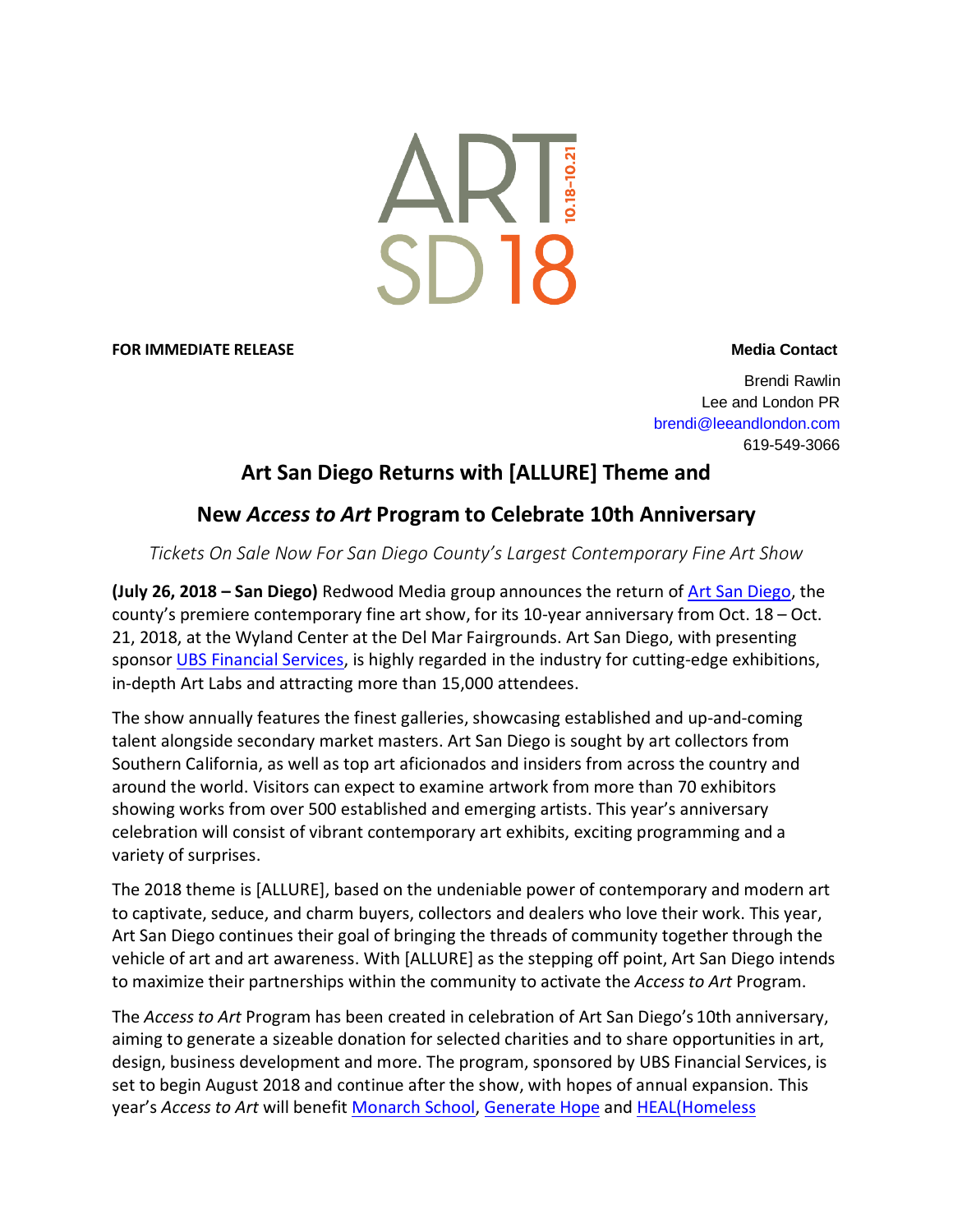ART SD18 10.18–10.21

**FOR IMMEDIATE RELEASE**

**Media Contact**

Brendi Rawlin
Lee and London PR
brendi@leeandlondon.com
619-549-3066

## Art San Diego Returns with [ALLURE] Theme and New *Access to Art* Program to Celebrate 10th Anniversary

*Tickets On Sale Now For San Diego County's Largest Contemporary Fine Art Show*

**(July 26, 2018 – San Diego)** Redwood Media group announces the return of Art San Diego, the county's premiere contemporary fine art show, for its 10-year anniversary from Oct. 18 – Oct. 21, 2018, at the Wyland Center at the Del Mar Fairgrounds. Art San Diego, with presenting sponsor UBS Financial Services, is highly regarded in the industry for cutting-edge exhibitions, in-depth Art Labs and attracting more than 15,000 attendees.

The show annually features the finest galleries, showcasing established and up-and-coming talent alongside secondary market masters. Art San Diego is sought by art collectors from Southern California, as well as top art aficionados and insiders from across the country and around the world. Visitors can expect to examine artwork from more than 70 exhibitors showing works from over 500 established and emerging artists. This year's anniversary celebration will consist of vibrant contemporary art exhibits, exciting programming and a variety of surprises.

The 2018 theme is [ALLURE], based on the undeniable power of contemporary and modern art to captivate, seduce, and charm buyers, collectors and dealers who love their work. This year, Art San Diego continues their goal of bringing the threads of community together through the vehicle of art and art awareness. With [ALLURE] as the stepping off point, Art San Diego intends to maximize their partnerships within the community to activate the *Access to Art* Program.

The *Access to Art* Program has been created in celebration of Art San Diego's 10th anniversary, aiming to generate a sizeable donation for selected charities and to share opportunities in art, design, business development and more. The program, sponsored by UBS Financial Services, is set to begin August 2018 and continue after the show, with hopes of annual expansion. This year's *Access to Art* will benefit Monarch School, Generate Hope and HEAL(Homeless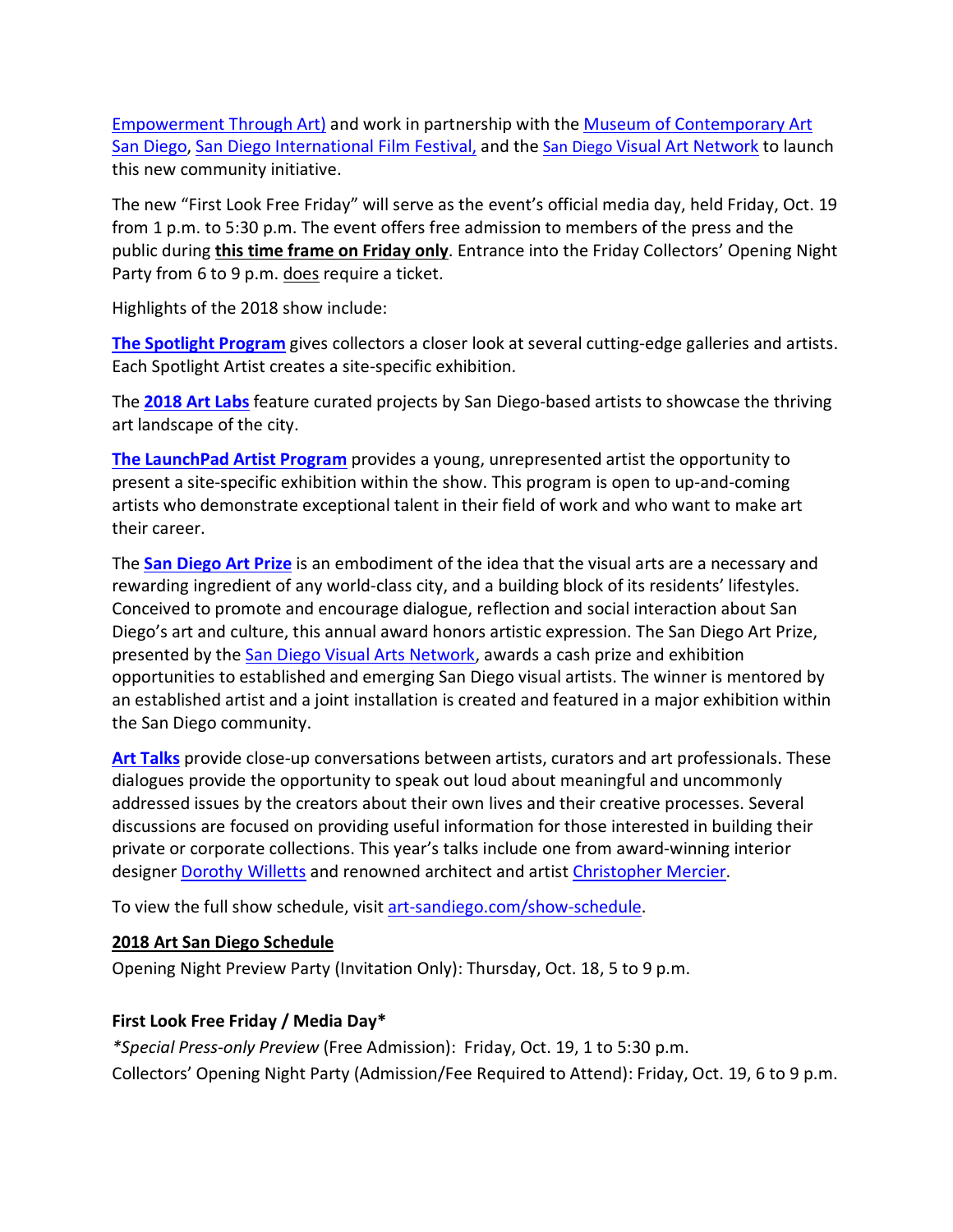Empowerment Through Art) and work in partnership with the Museum of Contemporary Art San Diego, San Diego International Film Festival, and the San Diego Visual Art Network to launch this new community initiative.

The new "First Look Free Friday" will serve as the event's official media day, held Friday, Oct. 19 from 1 p.m. to 5:30 p.m. The event offers free admission to members of the press and the public during **this time frame on Friday only**. Entrance into the Friday Collectors' Opening Night Party from 6 to 9 p.m. does require a ticket.

Highlights of the 2018 show include:

**The Spotlight Program** gives collectors a closer look at several cutting-edge galleries and artists. Each Spotlight Artist creates a site-specific exhibition.

The **2018 Art Labs** feature curated projects by San Diego-based artists to showcase the thriving art landscape of the city.

**The LaunchPad Artist Program** provides a young, unrepresented artist the opportunity to present a site-specific exhibition within the show. This program is open to up-and-coming artists who demonstrate exceptional talent in their field of work and who want to make art their career.

The **San Diego Art Prize** is an embodiment of the idea that the visual arts are a necessary and rewarding ingredient of any world-class city, and a building block of its residents' lifestyles. Conceived to promote and encourage dialogue, reflection and social interaction about San Diego's art and culture, this annual award honors artistic expression. The San Diego Art Prize, presented by the San Diego Visual Arts Network, awards a cash prize and exhibition opportunities to established and emerging San Diego visual artists. The winner is mentored by an established artist and a joint installation is created and featured in a major exhibition within the San Diego community.

**Art Talks** provide close-up conversations between artists, curators and art professionals. These dialogues provide the opportunity to speak out loud about meaningful and uncommonly addressed issues by the creators about their own lives and their creative processes. Several discussions are focused on providing useful information for those interested in building their private or corporate collections. This year's talks include one from award-winning interior designer Dorothy Willetts and renowned architect and artist Christopher Mercier.

To view the full show schedule, visit art-sandiego.com/show-schedule.

**2018 Art San Diego Schedule**

Opening Night Preview Party (Invitation Only): Thursday, Oct. 18, 5 to 9 p.m.

**First Look Free Friday / Media Day***

**Special Press-only Preview* (Free Admission): Friday, Oct. 19, 1 to 5:30 p.m.

Collectors' Opening Night Party (Admission/Fee Required to Attend): Friday, Oct. 19, 6 to 9 p.m.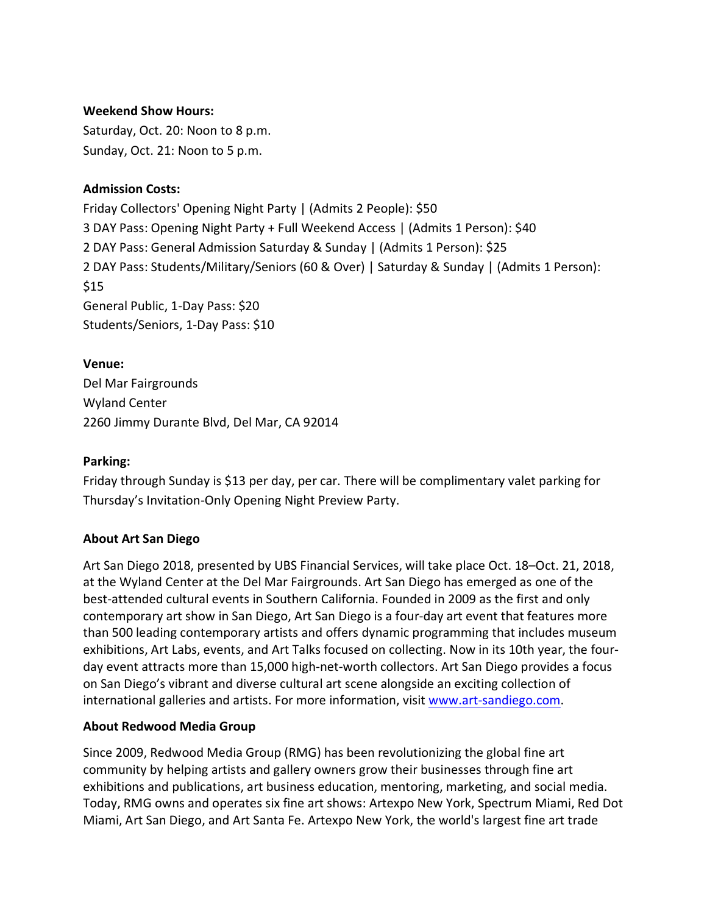**Weekend Show Hours:**
Saturday, Oct. 20: Noon to 8 p.m.
Sunday, Oct. 21: Noon to 5 p.m.

**Admission Costs:**
Friday Collectors' Opening Night Party | (Admits 2 People): $50
3 DAY Pass: Opening Night Party + Full Weekend Access | (Admits 1 Person): $40
2 DAY Pass: General Admission Saturday & Sunday | (Admits 1 Person): $25
2 DAY Pass: Students/Military/Seniors (60 & Over) | Saturday & Sunday | (Admits 1 Person): $15
General Public, 1-Day Pass: $20
Students/Seniors, 1-Day Pass: $10

**Venue:**
Del Mar Fairgrounds
Wyland Center
2260 Jimmy Durante Blvd, Del Mar, CA 92014

**Parking:**
Friday through Sunday is $13 per day, per car. There will be complimentary valet parking for Thursday's Invitation-Only Opening Night Preview Party.

**About Art San Diego**

Art San Diego 2018, presented by UBS Financial Services, will take place Oct. 18–Oct. 21, 2018, at the Wyland Center at the Del Mar Fairgrounds. Art San Diego has emerged as one of the best-attended cultural events in Southern California. Founded in 2009 as the first and only contemporary art show in San Diego, Art San Diego is a four-day art event that features more than 500 leading contemporary artists and offers dynamic programming that includes museum exhibitions, Art Labs, events, and Art Talks focused on collecting. Now in its 10th year, the four-day event attracts more than 15,000 high-net-worth collectors. Art San Diego provides a focus on San Diego's vibrant and diverse cultural art scene alongside an exciting collection of international galleries and artists. For more information, visit [www.art-sandiego.com](www.art-sandiego.com).

**About Redwood Media Group**

Since 2009, Redwood Media Group (RMG) has been revolutionizing the global fine art community by helping artists and gallery owners grow their businesses through fine art exhibitions and publications, art business education, mentoring, marketing, and social media. Today, RMG owns and operates six fine art shows: Artexpo New York, Spectrum Miami, Red Dot Miami, Art San Diego, and Art Santa Fe. Artexpo New York, the world's largest fine art trade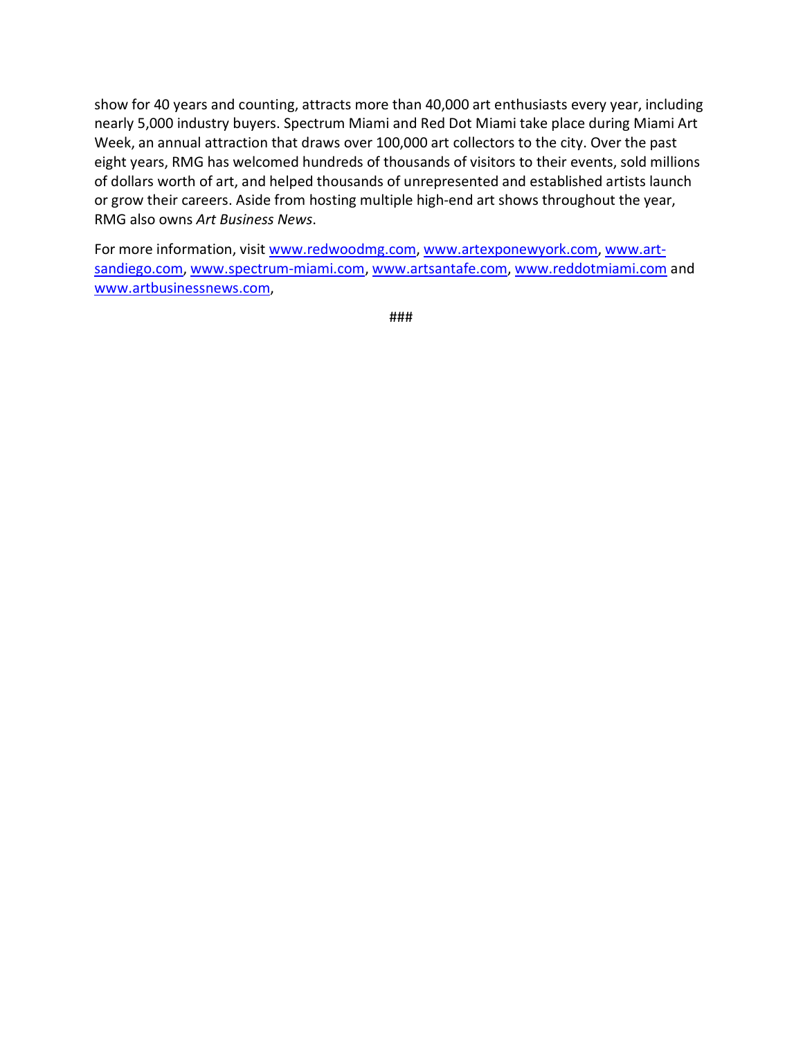show for 40 years and counting, attracts more than 40,000 art enthusiasts every year, including nearly 5,000 industry buyers. Spectrum Miami and Red Dot Miami take place during Miami Art Week, an annual attraction that draws over 100,000 art collectors to the city. Over the past eight years, RMG has welcomed hundreds of thousands of visitors to their events, sold millions of dollars worth of art, and helped thousands of unrepresented and established artists launch or grow their careers. Aside from hosting multiple high-end art shows throughout the year, RMG also owns *Art Business News*.

For more information, visit [www.redwoodmg.com](http://www.redwoodmg.com), [www.artexponewyork.com](http://www.artexponewyork.com), [www.art-sandiego.com](http://www.art-sandiego.com), [www.spectrum-miami.com](http://www.spectrum-miami.com), [www.artsantafe.com](http://www.artsantafe.com), [www.reddotmiami.com](http://www.reddotmiami.com) and [www.artbusinessnews.com](http://www.artbusinessnews.com),

###